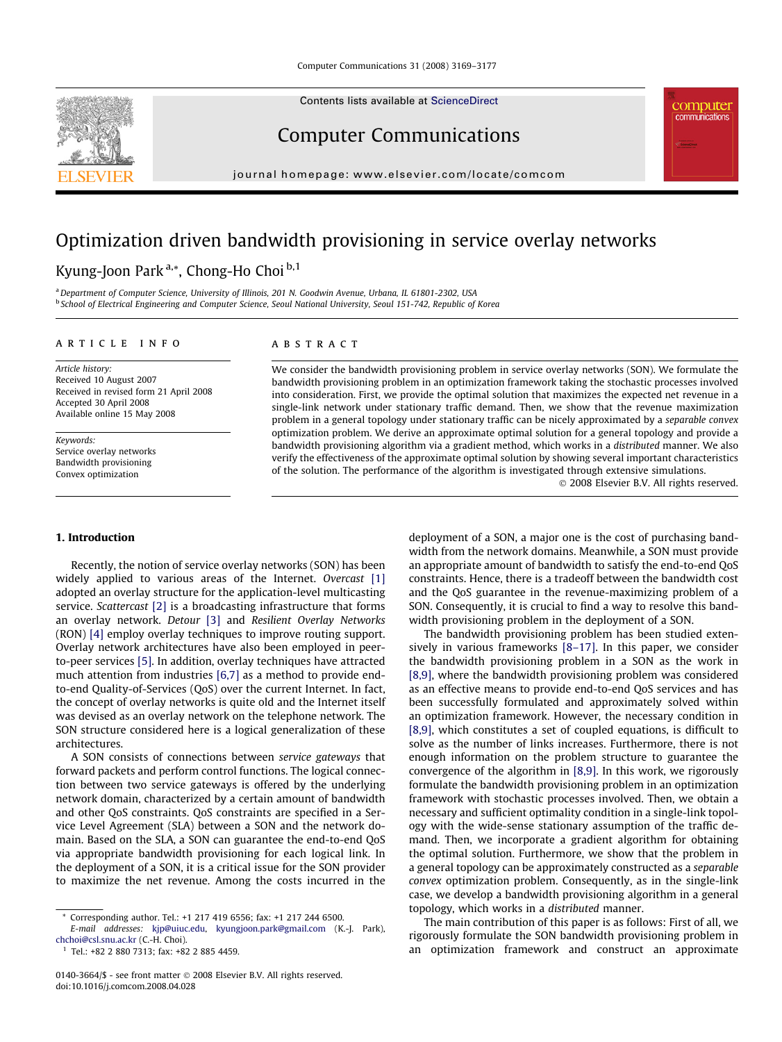# Optimization driven bandwidth provisioning in service overlay networks

Kyung-Joon Park [a,*], Chong-Ho Choi [b,1]

[a] Department of Computer Science, University of Illinois, 201 N. Goodwin Avenue, Urbana, IL 61801-2302, USA
[b] School of Electrical Engineering and Computer Science, Seoul National University, Seoul 151-742, Republic of Korea

## ARTICLE INFO

*Article history:*
Received 10 August 2007
Received in revised form 21 April 2008
Accepted 30 April 2008
Available online 15 May 2008

*Keywords:*
Service overlay networks
Bandwidth provisioning
Convex optimization

## ABSTRACT

We consider the bandwidth provisioning problem in service overlay networks (SON). We formulate the bandwidth provisioning problem in an optimization framework taking the stochastic processes involved into consideration. First, we provide the optimal solution that maximizes the expected net revenue in a single-link network under stationary traffic demand. Then, we show that the revenue maximization problem in a general topology under stationary traffic can be nicely approximated by a *separable convex* optimization problem. We derive an approximate optimal solution for a general topology and provide a bandwidth provisioning algorithm via a gradient method, which works in a *distributed* manner. We also verify the effectiveness of the approximate optimal solution by showing several important characteristics of the solution. The performance of the algorithm is investigated through extensive simulations.

© 2008 Elsevier B.V. All rights reserved.

## 1. Introduction

Recently, the notion of service overlay networks (SON) has been widely applied to various areas of the Internet. *Overcast* [1] adopted an overlay structure for the application-level multicasting service. *Scattercast* [2] is a broadcasting infrastructure that forms an overlay network. *Detour* [3] and *Resilient Overlay Networks* (RON) [4] employ overlay techniques to improve routing support. Overlay network architectures have also been employed in peer-to-peer services [5]. In addition, overlay techniques have attracted much attention from industries [6,7] as a method to provide end-to-end Quality-of-Services (QoS) over the current Internet. In fact, the concept of overlay networks is quite old and the Internet itself was devised as an overlay network on the telephone network. The SON structure considered here is a logical generalization of these architectures.

A SON consists of connections between *service gateways* that forward packets and perform control functions. The logical connection between two service gateways is offered by the underlying network domain, characterized by a certain amount of bandwidth and other QoS constraints. QoS constraints are specified in a Service Level Agreement (SLA) between a SON and the network domain. Based on the SLA, a SON can guarantee the end-to-end QoS via appropriate bandwidth provisioning for each logical link. In the deployment of a SON, it is a critical issue for the SON provider to maximize the net revenue. Among the costs incurred in the deployment of a SON, a major one is the cost of purchasing bandwidth from the network domains. Meanwhile, a SON must provide an appropriate amount of bandwidth to satisfy the end-to-end QoS constraints. Hence, there is a tradeoff between the bandwidth cost and the QoS guarantee in the revenue-maximizing problem of a SON. Consequently, it is crucial to find a way to resolve this bandwidth provisioning problem in the deployment of a SON.

The bandwidth provisioning problem has been studied extensively in various frameworks [8–17]. In this paper, we consider the bandwidth provisioning problem in a SON as the work in [8,9], where the bandwidth provisioning problem was considered as an effective means to provide end-to-end QoS services and has been successfully formulated and approximately solved within an optimization framework. However, the necessary condition in [8,9], which constitutes a set of coupled equations, is difficult to solve as the number of links increases. Furthermore, there is not enough information on the problem structure to guarantee the convergence of the algorithm in [8,9]. In this work, we rigorously formulate the bandwidth provisioning problem in an optimization framework with stochastic processes involved. Then, we obtain a necessary and sufficient optimality condition in a single-link topology with the wide-sense stationary assumption of the traffic demand. Then, we incorporate a gradient algorithm for obtaining the optimal solution. Furthermore, we show that the problem in a general topology can be approximately constructed as a *separable convex* optimization problem. Consequently, as in the single-link case, we develop a bandwidth provisioning algorithm in a general topology, which works in a *distributed* manner.

The main contribution of this paper is as follows: First of all, we rigorously formulate the SON bandwidth provisioning problem in an optimization framework and construct an approximate

---

* Corresponding author. Tel.: +1 217 419 6556; fax: +1 217 244 6500.
E-mail addresses: kjp@uiuc.edu, kyungjoon.park@gmail.com (K.-J. Park), chchoi@csl.snu.ac.kr (C.-H. Choi).

[1] Tel.: +82 2 880 7313; fax: +82 2 885 4459.

0140-3664/$ - see front matter © 2008 Elsevier B.V. All rights reserved.
doi:10.1016/j.comcom.2008.04.028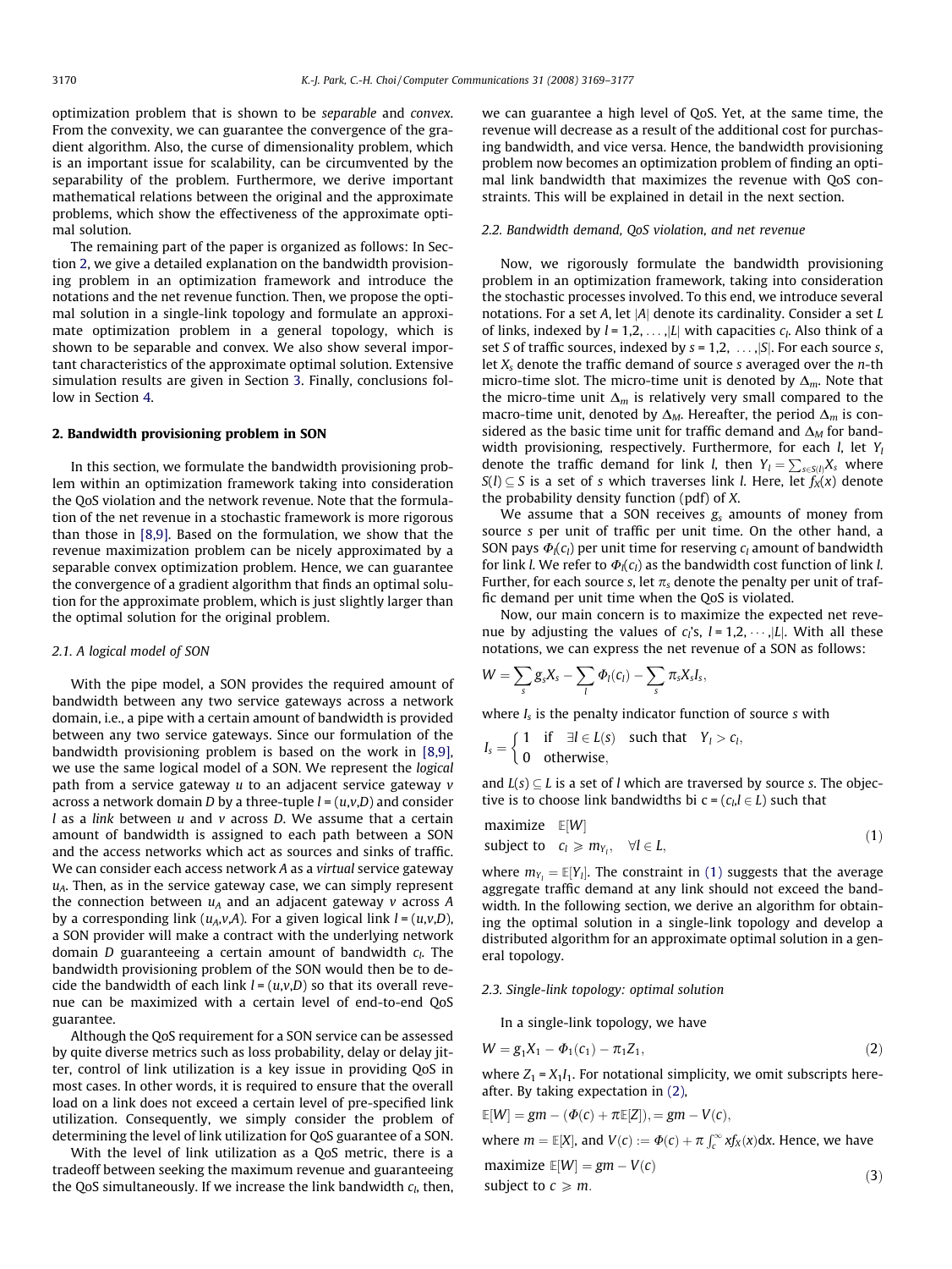optimization problem that is shown to be *separable* and *convex*. From the convexity, we can guarantee the convergence of the gradient algorithm. Also, the curse of dimensionality problem, which is an important issue for scalability, can be circumvented by the separability of the problem. Furthermore, we derive important mathematical relations between the original and the approximate problems, which show the effectiveness of the approximate optimal solution.

The remaining part of the paper is organized as follows: In Section 2, we give a detailed explanation on the bandwidth provisioning problem in an optimization framework and introduce the notations and the net revenue function. Then, we propose the optimal solution in a single-link topology and formulate an approximate optimization problem in a general topology, which is shown to be separable and convex. We also show several important characteristics of the approximate optimal solution. Extensive simulation results are given in Section 3. Finally, conclusions follow in Section 4.

## 2. Bandwidth provisioning problem in SON

In this section, we formulate the bandwidth provisioning problem within an optimization framework taking into consideration the QoS violation and the network revenue. Note that the formulation of the net revenue in a stochastic framework is more rigorous than those in [8,9]. Based on the formulation, we show that the revenue maximization problem can be nicely approximated by a separable convex optimization problem. Hence, we can guarantee the convergence of a gradient algorithm that finds an optimal solution for the approximate problem, which is just slightly larger than the optimal solution for the original problem.

### 2.1. A logical model of SON

With the pipe model, a SON provides the required amount of bandwidth between any two service gateways across a network domain, i.e., a pipe with a certain amount of bandwidth is provided between any two service gateways. Since our formulation of the bandwidth provisioning problem is based on the work in [8,9], we use the same logical model of a SON. We represent the *logical* path from a service gateway $u$ to an adjacent service gateway $v$ across a network domain $D$ by a three-tuple $l = (u,v,D)$ and consider $l$ as a *link* between $u$ and $v$ across $D$. We assume that a certain amount of bandwidth is assigned to each path between a SON and the access networks which act as sources and sinks of traffic. We can consider each access network $A$ as a *virtual* service gateway $u_A$. Then, as in the service gateway case, we can simply represent the connection between $u_A$ and an adjacent gateway $v$ across $A$ by a corresponding link $(u_A,v,A)$. For a given logical link $l = (u,v,D)$, a SON provider will make a contract with the underlying network domain $D$ guaranteeing a certain amount of bandwidth $c_l$. The bandwidth provisioning problem of the SON would then be to decide the bandwidth of each link $l = (u,v,D)$ so that its overall revenue can be maximized with a certain level of end-to-end QoS guarantee.

Although the QoS requirement for a SON service can be assessed by quite diverse metrics such as loss probability, delay or delay jitter, control of link utilization is a key issue in providing QoS in most cases. In other words, it is required to ensure that the overall load on a link does not exceed a certain level of pre-specified link utilization. Consequently, we simply consider the problem of determining the level of link utilization for QoS guarantee of a SON.

With the level of link utilization as a QoS metric, there is a tradeoff between seeking the maximum revenue and guaranteeing the QoS simultaneously. If we increase the link bandwidth $c_l$, then, we can guarantee a high level of QoS. Yet, at the same time, the revenue will decrease as a result of the additional cost for purchasing bandwidth, and vice versa. Hence, the bandwidth provisioning problem now becomes an optimization problem of finding an optimal link bandwidth that maximizes the revenue with QoS constraints. This will be explained in detail in the next section.

### 2.2. Bandwidth demand, QoS violation, and net revenue

Now, we rigorously formulate the bandwidth provisioning problem in an optimization framework, taking into consideration the stochastic processes involved. To this end, we introduce several notations. For a set $A$, let $|A|$ denote its cardinality. Consider a set $L$ of links, indexed by $l = 1,2,\ldots,|L|$ with capacities $c_l$. Also think of a set $S$ of traffic sources, indexed by $s = 1,2,\ldots,|S|$. For each source $s$, let $X_s$ denote the traffic demand of source $s$ averaged over the $n$-th micro-time slot. The micro-time unit is denoted by $\Delta_m$. Note that the micro-time unit $\Delta_m$ is relatively very small compared to the macro-time unit, denoted by $\Delta_M$. Hereafter, the period $\Delta_m$ is considered as the basic time unit for traffic demand and $\Delta_M$ for bandwidth provisioning, respectively. Furthermore, for each $l$, let $Y_l$ denote the traffic demand for link $l$, then $Y_l = \sum_{s \in S(l)} X_s$ where $S(l) \subseteq S$ is a set of $s$ which traverses link $l$. Here, let $f_X(x)$ denote the probability density function (pdf) of $X$.

We assume that a SON receives $g_s$ amounts of money from source $s$ per unit of traffic per unit time. On the other hand, a SON pays $\Phi_l(c_l)$ per unit time for reserving $c_l$ amount of bandwidth for link $l$. We refer to $\Phi_l(c_l)$ as the bandwidth cost function of link $l$. Further, for each source $s$, let $\pi_s$ denote the penalty per unit of traffic demand per unit time when the QoS is violated.

Now, our main concern is to maximize the expected net revenue by adjusting the values of $c_l$'s, $l = 1,2,\cdots,|L|$. With all these notations, we can express the net revenue of a SON as follows:

$$W = \sum_s g_s X_s - \sum_l \Phi_l(c_l) - \sum_s \pi_s X_s I_s,$$

where $I_s$ is the penalty indicator function of source $s$ with

$$I_s = \begin{cases} 1 & \text{if} \quad \exists l \in L(s) \quad \text{such that} \quad Y_l > c_l, \\ 0 & \text{otherwise}, \end{cases}$$

and $L(s) \subseteq L$ is a set of $l$ which are traversed by source $s$. The objective is to choose link bandwidths bi $\mathbf{c} = (c_l, l \in L)$ such that

$$\begin{aligned} &\text{maximize} \quad \mathbb{E}[W] \\ &\text{subject to} \quad c_l \geqslant m_{Y_l}, \quad \forall l \in L, \end{aligned} \tag{1}$$

where $m_{Y_l} = \mathbb{E}[Y_l]$. The constraint in (1) suggests that the average aggregate traffic demand at any link should not exceed the bandwidth. In the following section, we derive an algorithm for obtaining the optimal solution in a single-link topology and develop a distributed algorithm for an approximate optimal solution in a general topology.

### 2.3. Single-link topology: optimal solution

In a single-link topology, we have

$$W = g_1 X_1 - \Phi_1(c_1) - \pi_1 Z_1, \tag{2}$$

where $Z_1 = X_1 I_1$. For notational simplicity, we omit subscripts hereafter. By taking expectation in (2),

$$\mathbb{E}[W] = gm - (\Phi(c) + \pi\mathbb{E}[Z]), = gm - V(c),$$

where $m = \mathbb{E}[X]$, and $V(c) := \Phi(c) + \pi \int_c^\infty x f_X(x) \mathrm{d}x$. Hence, we have

$$\begin{aligned} &\text{maximize} \quad \mathbb{E}[W] = gm - V(c) \\ &\text{subject to} \quad c \geqslant m. \end{aligned} \tag{3}$$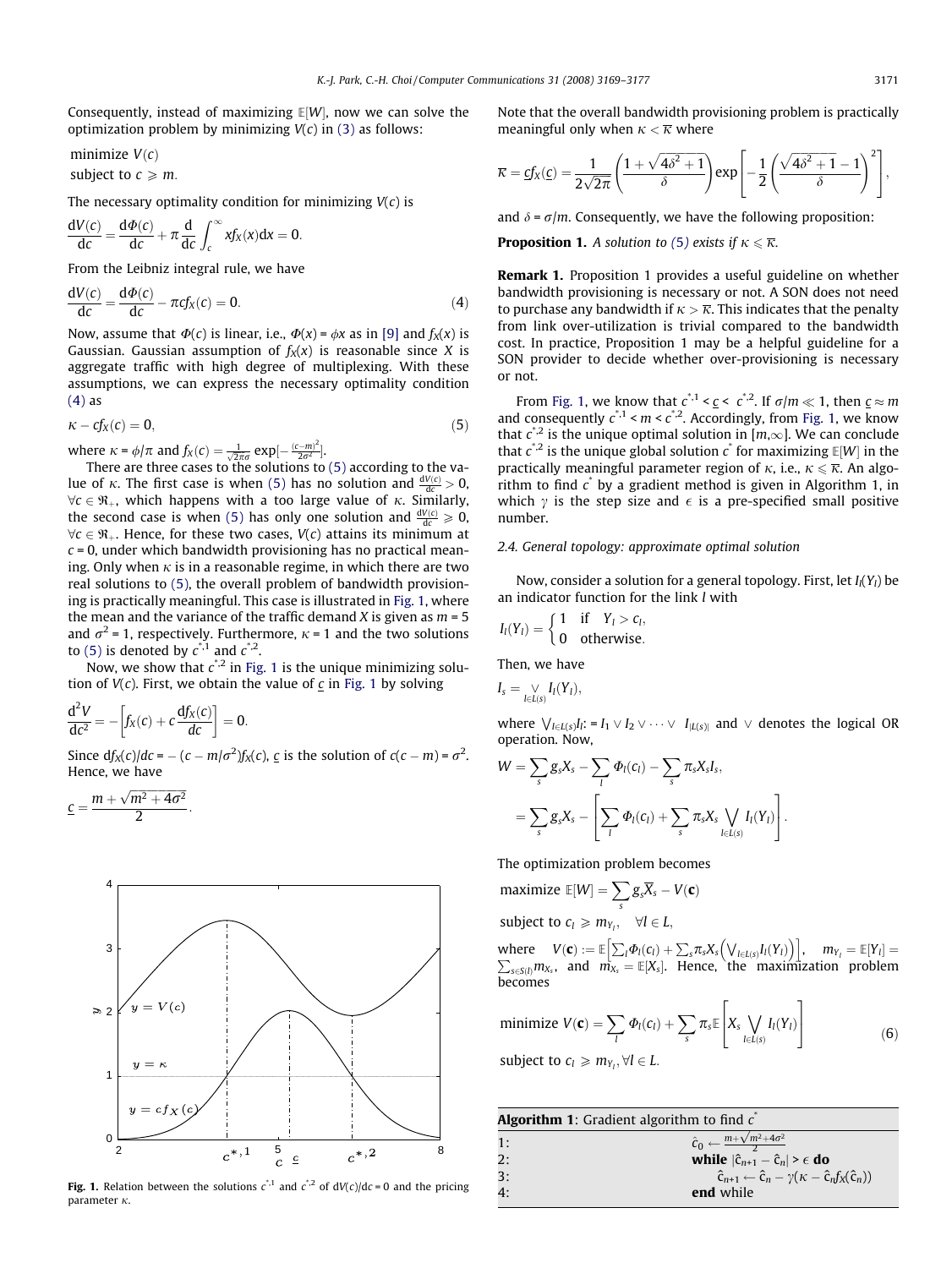Consequently, instead of maximizing $\mathbb{E}[W]$, now we can solve the optimization problem by minimizing $V(c)$ in (3) as follows:

$$\begin{aligned}&\text{minimize } V(c)\\&\text{subject to } c \geqslant m.\end{aligned}$$

The necessary optimality condition for minimizing $V(c)$ is

$$\frac{dV(c)}{dc} = \frac{d\Phi(c)}{dc} + \pi \frac{d}{dc}\int_c^\infty x f_X(x)dx = 0.$$

From the Leibniz integral rule, we have

$$\frac{dV(c)}{dc} = \frac{d\Phi(c)}{dc} - \pi c f_X(c) = 0. \tag{4}$$

Now, assume that $\Phi(c)$ is linear, i.e., $\Phi(x) = \phi x$ as in [9] and $f_X(x)$ is Gaussian. Gaussian assumption of $f_X(x)$ is reasonable since $X$ is aggregate traffic with high degree of multiplexing. With these assumptions, we can express the necessary optimality condition (4) as

$$\kappa - c f_X(c) = 0, \tag{5}$$

where $\kappa = \phi/\pi$ and $f_X(c) = \frac{1}{\sqrt{2\pi}\sigma}\exp[-\frac{(c-m)^2}{2\sigma^2}]$.

There are three cases to the solutions to (5) according to the value of $\kappa$. The first case is when (5) has no solution and $\frac{dV(c)}{dc} > 0$, $\forall c \in \Re_+$, which happens with a too large value of $\kappa$. Similarly, the second case is when (5) has only one solution and $\frac{dV(c)}{dc} \geqslant 0$, $\forall c \in \Re_+$. Hence, for these two cases, $V(c)$ attains its minimum at $c = 0$, under which bandwidth provisioning has no practical meaning. Only when $\kappa$ is in a reasonable regime, in which there are two real solutions to (5), the overall problem of bandwidth provisioning is practically meaningful. This case is illustrated in Fig. 1, where the mean and the variance of the traffic demand $X$ is given as $m = 5$ and $\sigma^2 = 1$, respectively. Furthermore, $\kappa = 1$ and the two solutions to (5) is denoted by $c^{*,1}$ and $c^{*,2}$.

Now, we show that $c^{*,2}$ in Fig. 1 is the unique minimizing solution of $V(c)$. First, we obtain the value of $\underline{c}$ in Fig. 1 by solving

$$\frac{d^2V}{dc^2} = -\left[f_X(c) + c\frac{df_X(c)}{dc}\right] = 0.$$

Since $df_X(c)/dc = -(c - m/\sigma^2)f_X(c)$, $\underline{c}$ is the solution of $c(c-m) = \sigma^2$. Hence, we have

$$\underline{c} = \frac{m + \sqrt{m^2 + 4\sigma^2}}{2}.$$

Fig. 1. Relation between the solutions $c^{*,1}$ and $c^{*,2}$ of $dV(c)/dc = 0$ and the pricing parameter $\kappa$.

Note that the overall bandwidth provisioning problem is practically meaningful only when $\kappa < \overline{\kappa}$ where

$$\overline{\kappa} = \underline{c}f_X(\underline{c}) = \frac{1}{2\sqrt{2\pi}}\left(\frac{1+\sqrt{4\delta^2+1}}{\delta}\right)\exp\left[-\frac{1}{2}\left(\frac{\sqrt{4\delta^2+1}-1}{\delta}\right)^2\right],$$

and $\delta = \sigma/m$. Consequently, we have the following proposition:

**Proposition 1.** *A solution to (5) exists if $\kappa \leqslant \overline{\kappa}$.*

**Remark 1.** Proposition 1 provides a useful guideline on whether bandwidth provisioning is necessary or not. A SON does not need to purchase any bandwidth if $\kappa > \overline{\kappa}$. This indicates that the penalty from link over-utilization is trivial compared to the bandwidth cost. In practice, Proposition 1 may be a helpful guideline for a SON provider to decide whether over-provisioning is necessary or not.

From Fig. 1, we know that $c^{*,1} < \underline{c} < c^{*,2}$. If $\sigma/m \ll 1$, then $\underline{c} \approx m$ and consequently $c^{*,1} < m < c^{*,2}$. Accordingly, from Fig. 1, we know that $c^{*,2}$ is the unique optimal solution in $[m,\infty]$. We can conclude that $c^{*,2}$ is the unique global solution $c^*$ for maximizing $\mathbb{E}[W]$ in the practically meaningful parameter region of $\kappa$, i.e., $\kappa \leqslant \overline{\kappa}$. An algorithm to find $c^*$ by a gradient method is given in Algorithm 1, in which $\gamma$ is the step size and $\epsilon$ is a pre-specified small positive number.

### 2.4. General topology: approximate optimal solution

Now, consider a solution for a general topology. First, let $I_l(Y_l)$ be an indicator function for the link $l$ with

$$I_l(Y_l) = \begin{cases} 1 & \text{if} \quad Y_l > c_l, \\ 0 & \text{otherwise}. \end{cases}$$

Then, we have

$$I_s = \bigvee_{l \in L(s)} I_l(Y_l),$$

where $\bigvee_{l \in L(s)} I_l := I_1 \vee I_2 \vee \cdots \vee I_{|L(s)|}$ and $\vee$ denotes the logical OR operation. Now,

$$\begin{aligned} W &= \sum_s g_s X_s - \sum_l \Phi_l(c_l) - \sum_s \pi_s X_s I_s, \\ &= \sum_s g_s X_s - \left[\sum_l \Phi_l(c_l) + \sum_s \pi_s X_s \bigvee_{l \in L(s)} I_l(Y_l)\right]. \end{aligned}$$

The optimization problem becomes

$$\begin{aligned}&\text{maximize } \mathbb{E}[W] = \sum_s g_s \overline{X}_s - V(\mathbf{c})\\&\text{subject to } c_l \geqslant m_{Y_l}, \quad \forall l \in L,\end{aligned}$$

where $V(\mathbf{c}) := \mathbb{E}\left[\sum_l \Phi_l(c_l) + \sum_s \pi_s X_s \left(\bigvee_{l \in L(s)} I_l(Y_l)\right)\right]$, $m_{Y_l} = \mathbb{E}[Y_l] = \sum_{s \in S(l)} m_{X_s}$, and $m_{X_s} = \mathbb{E}[X_s]$. Hence, the maximization problem becomes

$$\begin{aligned}&\text{minimize } V(\mathbf{c}) = \sum_l \Phi_l(c_l) + \sum_s \pi_s \mathbb{E}\left[X_s \bigvee_{l \in L(s)} I_l(Y_l)\right]\\&\text{subject to } c_l \geqslant m_{Y_l}, \forall l \in L.\end{aligned} \tag{6}$$

**Algorithm 1**: Gradient algorithm to find $c^*$

```
1:  ĉ_0 ← (m + √(m² + 4σ²)) / 2
2:  while |ĉ_{n+1} − ĉ_n| > ε do
3:      ĉ_{n+1} ← ĉ_n − γ(κ − ĉ_n f_X(ĉ_n))
4:  end while
```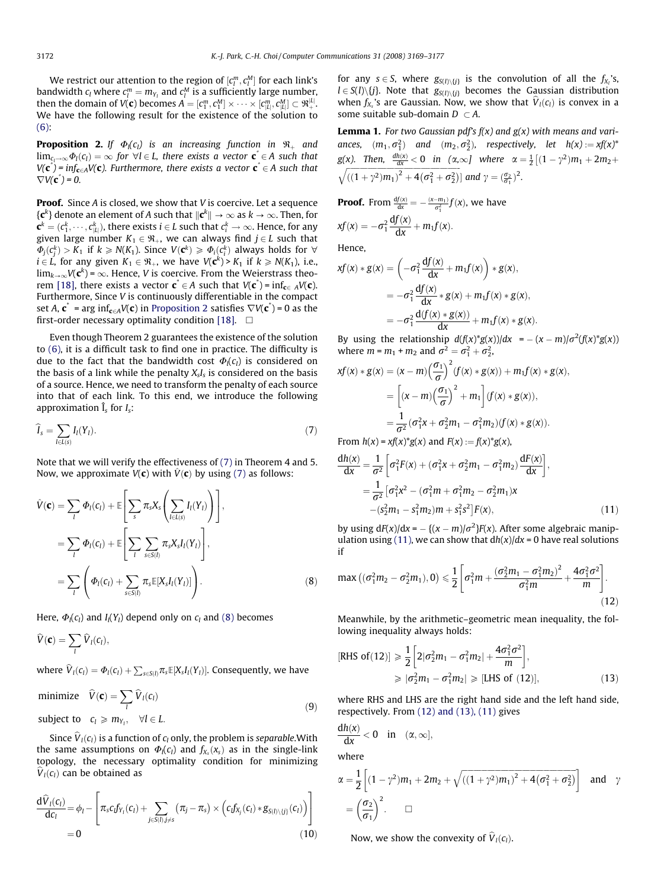We restrict our attention to the region of $[c_l^m, c_l^M]$ for each link's bandwidth $c_l$ where $c_l^m = m_{Y_l}$ and $c_l^M$ is a sufficiently large number, then the domain of $V(\mathbf{c})$ becomes $A = [c_1^m, c_1^M] \times \cdots \times [c_{|L|}^m, c_{|L|}^M] \subset \Re_+^{|L|}$. We have the following result for the existence of the solution to (6):

**Proposition 2.** *If $\Phi_l(c_l)$ is an increasing function in $\Re_+$ and $\lim_{c_l \to \infty} \Phi_l(c_l) = \infty$ for $\forall l \in L$, there exists a vector $\mathbf{c}^* \in A$ such that $V(\mathbf{c}^*) = \inf_{\mathbf{c} \in A} V(\mathbf{c})$. Furthermore, there exists a vector $\mathbf{c}^* \in A$ such that $\nabla V(\mathbf{c}^*) = 0$.*

**Proof.** Since $A$ is closed, we show that $V$ is coercive. Let a sequence $\{\mathbf{c}^k\}$ denote an element of $A$ such that $\|\mathbf{c}^k\| \to \infty$ as $k \to \infty$. Then, for $\mathbf{c}^k = (c_1^k, \cdots, c_{|L|}^k)$, there exists $i \in L$ such that $c_i^k \to \infty$. Hence, for any given large number $K_1 \in \Re_+$, we can always find $j \in L$ such that $\Phi_j(c_j^k) > K_1$ if $k \geqslant N(K_1)$. Since $V(\mathbf{c}^k) \geqslant \Phi_i(c_i^k)$ always holds for $\forall i \in L$, for any given $K_1 \in \Re_+$, we have $V(\mathbf{c}^k) > K_1$ if $k \geqslant N(K_1)$, i.e., $\lim_{k\to\infty} V(\mathbf{c}^k) = \infty$. Hence, $V$ is coercive. From the Weierstrass theorem [18], there exists a vector $\mathbf{c}^* \in A$ such that $V(\mathbf{c}^*) = \inf_{\mathbf{c} \in A} V(\mathbf{c})$. Furthermore, Since $V$ is continuously differentiable in the compact set $A$, $\mathbf{c}^* = \arg\inf_{\mathbf{c} \in A} V(\mathbf{c})$ in Proposition 2 satisfies $\nabla V(\mathbf{c}^*) = 0$ as the first-order necessary optimality condition [18]. $\square$

Even though Theorem 2 guarantees the existence of the solution to (6), it is a difficult task to find one in practice. The difficulty is due to the fact that the bandwidth cost $\Phi_l(c_l)$ is considered on the basis of a link while the penalty $X_s I_s$ is considered on the basis of a source. Hence, we need to transform the penalty of each source into that of each link. To this end, we introduce the following approximation $\widehat{I}_s$ for $I_s$:

$$\widehat{I}_s = \sum_{l \in L(s)} I_l(Y_l). \tag{7}$$

Note that we will verify the effectiveness of (7) in Theorem 4 and 5. Now, we approximate $V(\mathbf{c})$ with $\widehat{V}(\mathbf{c})$ by using (7) as follows:

$$\begin{aligned}
\widehat{V}(\mathbf{c}) &= \sum_l \Phi_l(c_l) + \mathbb{E}\left[\sum_s \pi_s X_s \left(\sum_{l \in L(s)} I_l(Y_l)\right)\right], \\
&= \sum_l \Phi_l(c_l) + \mathbb{E}\left[\sum_l \sum_{s \in S(l)} \pi_s X_s I_l(Y_l)\right], \\
&= \sum_l \left(\Phi_l(c_l) + \sum_{s \in S(l)} \pi_s \mathbb{E}[X_s I_l(Y_l)]\right).
\end{aligned} \tag{8}$$

Here, $\Phi_l(c_l)$ and $I_l(Y_l)$ depend only on $c_l$ and (8) becomes

$$\widehat{V}(\mathbf{c}) = \sum_l \widehat{V}_l(c_l),$$

where $\widehat{V}_l(c_l) = \Phi_l(c_l) + \sum_{s \in S(l)} \pi_s \mathbb{E}[X_s I_l(Y_l)]$. Consequently, we have

$$\begin{aligned}
&\text{minimize} \quad \widehat{V}(\mathbf{c}) = \sum_l \widehat{V}_l(c_l) \\
&\text{subject to} \quad c_l \geqslant m_{Y_l}, \quad \forall l \in L.
\end{aligned} \tag{9}$$

Since $\widehat{V}_l(c_l)$ is a function of $c_l$ only, the problem is *separable*.With the same assumptions on $\Phi_l(c_l)$ and $f_{X_s}(x_s)$ as in the single-link topology, the necessary optimality condition for minimizing $\widehat{V}_l(c_l)$ can be obtained as

$$\begin{aligned}
\frac{d\widehat{V}_l(c_l)}{dc_l} &= \phi_l - \left[\pi_s c_l f_{Y_l}(c_l) + \sum_{j \in S(l), j \neq s} (\pi_j - \pi_s) \times \left(c_l f_{X_j}(c_l) * g_{S(l)\setminus\{j\}}(c_l)\right)\right] \\
&= 0
\end{aligned} \tag{10}$$

for any $s \in S$, where $g_{S(l)\setminus\{j\}}$ is the convolution of all the $f_{X_i}$'s, $l \in S(l)\setminus\{j\}$. Note that $g_{S(l)\setminus\{j\}}$ becomes the Gaussian distribution when $f_{X_s}$'s are Gaussian. Now, we show that $\widehat{V}_l(c_l)$ is convex in a some suitable sub-domain $D \subset A$.

**Lemma 1.** *For two Gaussian pdf's $f(x)$ and $g(x)$ with means and variances, $(m_1, \sigma_1^2)$ and $(m_2, \sigma_2^2)$, respectively, let $h(x) := xf(x) * g(x)$. Then, $\frac{dh(x)}{dx} < 0$ in $(\alpha, \infty]$ where $\alpha = \frac{1}{2}\left[(1-\gamma^2)m_1 + 2m_2 + \sqrt{((1+\gamma^2)m_1)^2 + 4(\sigma_1^2 + \sigma_2^2)}\right]$ and $\gamma = (\frac{\sigma_2}{\sigma_1})^2$.*

**Proof.** From $\frac{df(x)}{dx} = -\frac{(x-m_1)}{\sigma_1^2} f(x)$, we have

$$xf(x) = -\sigma_1^2 \frac{df(x)}{dx} + m_1 f(x).$$

Hence,

$$\begin{aligned}
xf(x) * g(x) &= \left(-\sigma_1^2 \frac{df(x)}{dx} + m_1 f(x)\right) * g(x), \\
&= -\sigma_1^2 \frac{df(x)}{dx} * g(x) + m_1 f(x) * g(x), \\
&= -\sigma_1^2 \frac{d(f(x) * g(x))}{dx} + m_1 f(x) * g(x).
\end{aligned}$$

By using the relationship $d(f(x)*g(x))/dx = -(x-m)/\sigma^2(f(x)*g(x))$ where $m = m_1 + m_2$ and $\sigma^2 = \sigma_1^2 + \sigma_2^2$,

$$\begin{aligned}
xf(x) * g(x) &= (x-m)\left(\frac{\sigma_1}{\sigma}\right)^2 (f(x) * g(x)) + m_1 f(x) * g(x), \\
&= \left[(x-m)\left(\frac{\sigma_1}{\sigma}\right)^2 + m_1\right](f(x) * g(x)), \\
&= \frac{1}{\sigma^2}(\sigma_1^2 x + \sigma_2^2 m_1 - \sigma_1^2 m_2)(f(x) * g(x)).
\end{aligned}$$

From $h(x) = xf(x)*g(x)$ and $F(x) := f(x)*g(x)$,

$$\begin{aligned}
\frac{dh(x)}{dx} &= \frac{1}{\sigma^2}\left[\sigma_1^2 F(x) + (\sigma_1^2 x + \sigma_2^2 m_1 - \sigma_1^2 m_2)\frac{dF(x)}{dx}\right], \\
&= \frac{1}{\sigma^2}\left[\sigma_1^2 x^2 - (\sigma_1^2 m + \sigma_1^2 m_2 - \sigma_2^2 m_1)x \right. \\
&\quad \left. -(s_2^2 m_1 - s_1^2 m_2)m + s_1^2 s^2\right] F(x),
\end{aligned} \tag{11}$$

by using $dF(x)/dx = -\{(x-m)/\sigma^2\}F(x)$. After some algebraic manipulation using (11), we can show that $dh(x)/dx = 0$ has real solutions if

$$\max\left((\sigma_1^2 m_2 - \sigma_2^2 m_1), 0\right) \leqslant \frac{1}{2}\left[\sigma_1^2 m + \frac{(\sigma_2^2 m_1 - \sigma_1^2 m_2)^2}{\sigma_1^2 m} + \frac{4\sigma_1^2 \sigma^2}{m}\right]. \tag{12}$$

Meanwhile, by the arithmetic–geometric mean inequality, the following inequality always holds:

$$\begin{aligned}
[\text{RHS of}(12)] &\geqslant \frac{1}{2}\left[2|\sigma_2^2 m_1 - \sigma_1^2 m_2| + \frac{4\sigma_1^2 \sigma^2}{m}\right], \\
&\geqslant |\sigma_2^2 m_1 - \sigma_1^2 m_2| \geqslant [\text{LHS of (12)}],
\end{aligned} \tag{13}$$

where RHS and LHS are the right hand side and the left hand side, respectively. From (12) and (13), (11) gives

$$\frac{dh(x)}{dx} < 0 \quad \text{in} \quad (\alpha, \infty],$$

where

$$\alpha = \frac{1}{2}\left[(1-\gamma^2)m_1 + 2m_2 + \sqrt{((1+\gamma^2)m_1)^2 + 4(\sigma_1^2 + \sigma_2^2)}\right] \quad \text{and} \quad \gamma = \left(\frac{\sigma_2}{\sigma_1}\right)^2. \qquad \square$$

Now, we show the convexity of $\widehat{V}_l(c_l)$.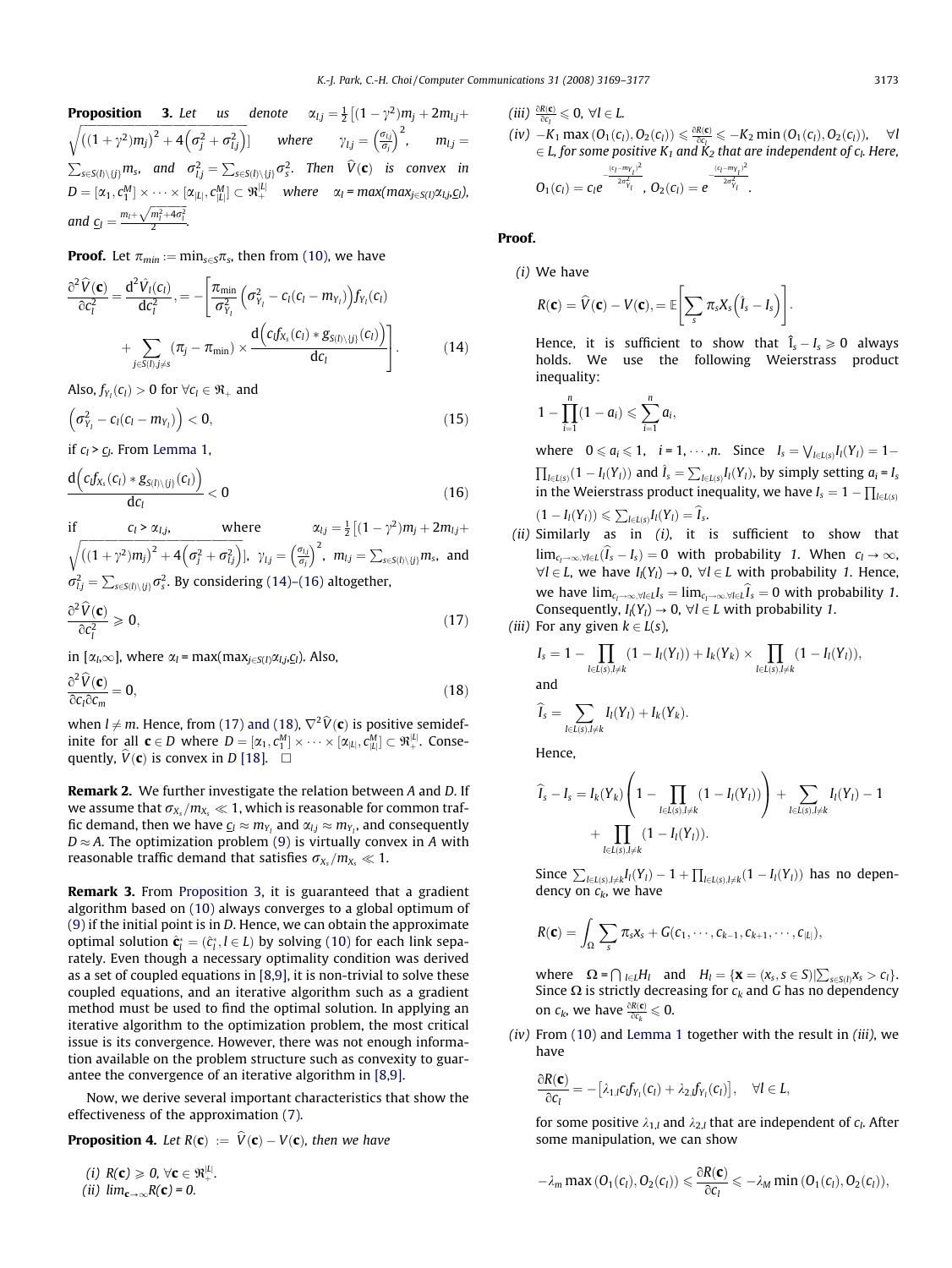**Proposition 3.** *Let us denote* $\alpha_{l,j} = \frac{1}{2}\left[(1-\gamma^2)m_j + 2m_{l,j} + \sqrt{\left((1+\gamma^2)m_j\right)^2 + 4\left(\sigma_j^2 + \sigma_{l,j}^2\right)}\right]$ *where* $\gamma_{l,j} = \left(\frac{\sigma_{l,j}}{\sigma_j}\right)^2$, $m_{l,j} = \sum_{s \in S(l)\setminus\{j\}} m_s$, *and* $\sigma_{l,j}^2 = \sum_{s \in S(l)\setminus\{j\}} \sigma_s^2$. *Then* $\widehat{V}(\mathbf{c})$ *is convex in* $D = [\alpha_1, c_1^M] \times \cdots \times [\alpha_{|L|}, c_{|L|}^M] \subset \Re_+^{|L|}$ *where* $\alpha_l = max(max_{j \in S(l)}\alpha_{l,j}, \underline{c}_l)$, *and* $\underline{c}_l = \frac{m_l + \sqrt{m_l^2 + 4\sigma_l^2}}{2}$.

**Proof.** Let $\pi_{min} := \min_{s \in S}\pi_s$, then from (10), we have

$$\frac{\partial^2 \widehat{V}(\mathbf{c})}{\partial c_l^2} = \frac{d^2 \hat{V}_l(c_l)}{dc_l^2}, = -\left[\frac{\pi_{\min}}{\sigma_{Y_l}^2}\left(\sigma_{Y_l}^2 - c_l(c_l - m_{Y_l})\right) f_{Y_l}(c_l) + \sum_{j \in S(l), j \neq s} (\pi_j - \pi_{\min}) \times \frac{d\left(c_l f_{X_s}(c_l) * g_{S(l)\setminus\{j\}}(c_l)\right)}{dc_l}\right]. \tag{14}$$

Also, $f_{Y_l}(c_l) > 0$ for $\forall c_l \in \Re_+$ and

$$\left(\sigma_{Y_l}^2 - c_l(c_l - m_{Y_l})\right) < 0, \tag{15}$$

if $c_l > \underline{c}_l$. From Lemma 1,

$$\frac{d\left(c_l f_{X_s}(c_l) * g_{S(l)\setminus\{j\}}(c_l)\right)}{dc_l} < 0 \tag{16}$$

if $c_l > \alpha_{l,j}$, where $\alpha_{l,j} = \frac{1}{2}\left[(1-\gamma^2)m_j + 2m_{l,j} + \sqrt{\left((1+\gamma^2)m_j\right)^2 + 4\left(\sigma_j^2 + \sigma_{l,j}^2\right)}\right]$, $\gamma_{l,j} = \left(\frac{\sigma_{l,j}}{\sigma_j}\right)^2$, $m_{l,j} = \sum_{s \in S(l)\setminus\{j\}} m_s$, and $\sigma_{l,j}^2 = \sum_{s \in S(l)\setminus\{j\}} \sigma_s^2$. By considering (14)–(16) altogether,

$$\frac{\partial^2 \widehat{V}(\mathbf{c})}{\partial c_l^2} \geqslant 0, \tag{17}$$

in $[\alpha_l, \infty]$, where $\alpha_l = max(max_{j \in S(l)}\alpha_{l,j}, \underline{c}_l)$. Also,

$$\frac{\partial^2 \widehat{V}(\mathbf{c})}{\partial c_l \partial c_m} = 0, \tag{18}$$

when $l \neq m$. Hence, from (17) and (18), $\nabla^2 \widehat{V}(\mathbf{c})$ is positive semidefinite for all $\mathbf{c} \in D$ where $D = [\alpha_1, c_1^M] \times \cdots \times [\alpha_{|L|}, c_{|L|}^M] \subset \Re_+^{|L|}$. Consequently, $\widehat{V}(\mathbf{c})$ is convex in $D$ [18]. $\square$

**Remark 2.** We further investigate the relation between $A$ and $D$. If we assume that $\sigma_{X_s}/m_{X_s} \ll 1$, which is reasonable for common traffic demand, then we have $\underline{c}_l \approx m_{Y_l}$ and $\alpha_{l,j} \approx m_{Y_l}$, and consequently $D \approx A$. The optimization problem (9) is virtually convex in $A$ with reasonable traffic demand that satisfies $\sigma_{X_s}/m_{X_s} \ll 1$.

**Remark 3.** From Proposition 3, it is guaranteed that a gradient algorithm based on (10) always converges to a global optimum of (9) if the initial point is in $D$. Hence, we can obtain the approximate optimal solution $\hat{\mathbf{c}}_l^* = (\hat{c}_l^*, l \in L)$ by solving (10) for each link separately. Even though a necessary optimality condition was derived as a set of coupled equations in [8,9], it is non-trivial to solve these coupled equations, and an iterative algorithm such as a gradient method must be used to find the optimal solution. In applying an iterative algorithm to the optimization problem, the most critical issue is its convergence. However, there was not enough information available on the problem structure such as convexity to guarantee the convergence of an iterative algorithm in [8,9].

Now, we derive several important characteristics that show the effectiveness of the approximation (7).

**Proposition 4.** *Let* $R(\mathbf{c}) := \widehat{V}(\mathbf{c}) - V(\mathbf{c})$, *then we have*

*(i)* $R(\mathbf{c}) \geqslant 0$, $\forall \mathbf{c} \in \Re_+^{|L|}$.
*(ii)* $lim_{\mathbf{c} \to \infty} R(\mathbf{c}) = 0$.
*(iii)* $\frac{\partial R(\mathbf{c})}{\partial c_l} \leqslant 0$, $\forall l \in L$.
*(iv)* $-K_1 \max(O_1(c_l), O_2(c_l)) \leqslant \frac{\partial R(\mathbf{c})}{\partial c_l} \leqslant -K_2 \min(O_1(c_l), O_2(c_l))$, $\forall l \in L$, *for some positive* $K_1$ *and* $K_2$ *that are independent of* $c_l$. *Here,* $O_1(c_l) = c_l e^{-\frac{(c_l - m_{Y_l})^2}{2\sigma_{Y_l}^2}}$, $O_2(c_l) = e^{-\frac{(c_l - m_{Y_l})^2}{2\sigma_{Y_l}^2}}$.

**Proof.**

*(i)* We have

$$R(\mathbf{c}) = \widehat{V}(\mathbf{c}) - V(\mathbf{c}), = \mathbb{E}\left[\sum_s \pi_s X_s \left(\hat{I}_s - I_s\right)\right].$$

Hence, it is sufficient to show that $\hat{I}_s - I_s \geqslant 0$ always holds. We use the following Weierstrass product inequality:

$$1 - \prod_{i=1}^n (1 - a_i) \leqslant \sum_{i=1}^n a_i,$$

where $0 \leqslant a_i \leqslant 1$, $i = 1, \cdots, n$. Since $I_s = \bigvee_{l \in L(s)} I_l(Y_l) = 1 - \prod_{l \in L(s)}(1 - I_l(Y_l))$ and $\hat{I}_s = \sum_{l \in L(s)} I_l(Y_l)$, by simply setting $a_i = I_s$ in the Weierstrass product inequality, we have $I_s = 1 - \prod_{l \in L(s)}(1 - I_l(Y_l)) \leqslant \sum_{l \in L(s)} I_l(Y_l) = \widehat{I}_s$.

*(ii)* Similarly as in *(i)*, it is sufficient to show that $\lim_{c_l \to \infty, \forall l \in L}(\widehat{I}_s - I_s) = 0$ with probability *1*. When $c_l \to \infty$, $\forall l \in L$, we have $I_l(Y_l) \to 0$, $\forall l \in L$ with probability *1*. Hence, we have $\lim_{c_l \to \infty, \forall l \in L} I_s = \lim_{c_l \to \infty, \forall l \in L} \widehat{I}_s = 0$ with probability *1*. Consequently, $I_l(Y_l) \to 0$, $\forall l \in L$ with probability *1*.

*(iii)* For any given $k \in L(s)$,

$$I_s = 1 - \prod_{l \in L(s), l \neq k}(1 - I_l(Y_l)) + I_k(Y_k) \times \prod_{l \in L(s), l \neq k}(1 - I_l(Y_l)),$$

and

$$\widehat{I}_s = \sum_{l \in L(s), l \neq k} I_l(Y_l) + I_k(Y_k).$$

Hence,

$$\widehat{I}_s - I_s = I_k(Y_k)\left(1 - \prod_{l \in L(s), l \neq k}(1 - I_l(Y_l))\right) + \sum_{l \in L(s), l \neq k} I_l(Y_l) - 1 + \prod_{l \in L(s), l \neq k}(1 - I_l(Y_l)).$$

Since $\sum_{l \in L(s), l \neq k} I_l(Y_l) - 1 + \prod_{l \in L(s), l \neq k}(1 - I_l(Y_l))$ has no dependency on $c_k$, we have

$$R(\mathbf{c}) = \int_\Omega \sum_s \pi_s x_s + G(c_1, \cdots, c_{k-1}, c_{k+1}, \cdots, c_{|L|}),$$

where $\Omega = \bigcap_{l \in L} H_l$ and $H_l = \{\mathbf{x} = (x_s, s \in S) | \sum_{s \in S(l)} x_s > c_l\}$. Since $\Omega$ is strictly decreasing for $c_k$ and $G$ has no dependency on $c_k$, we have $\frac{\partial R(\mathbf{c})}{\partial c_k} \leqslant 0$.

*(iv)* From (10) and Lemma 1 together with the result in *(iii)*, we have

$$\frac{\partial R(\mathbf{c})}{\partial c_l} = -\left[\lambda_{1,l} c_l f_{Y_l}(c_l) + \lambda_{2,l} f_{Y_l}(c_l)\right], \quad \forall l \in L,$$

for some positive $\lambda_{1,l}$ and $\lambda_{2,l}$ that are independent of $c_l$. After some manipulation, we can show

$$-\lambda_m \max(O_1(c_l), O_2(c_l)) \leqslant \frac{\partial R(\mathbf{c})}{\partial c_l} \leqslant -\lambda_M \min(O_1(c_l), O_2(c_l)),$$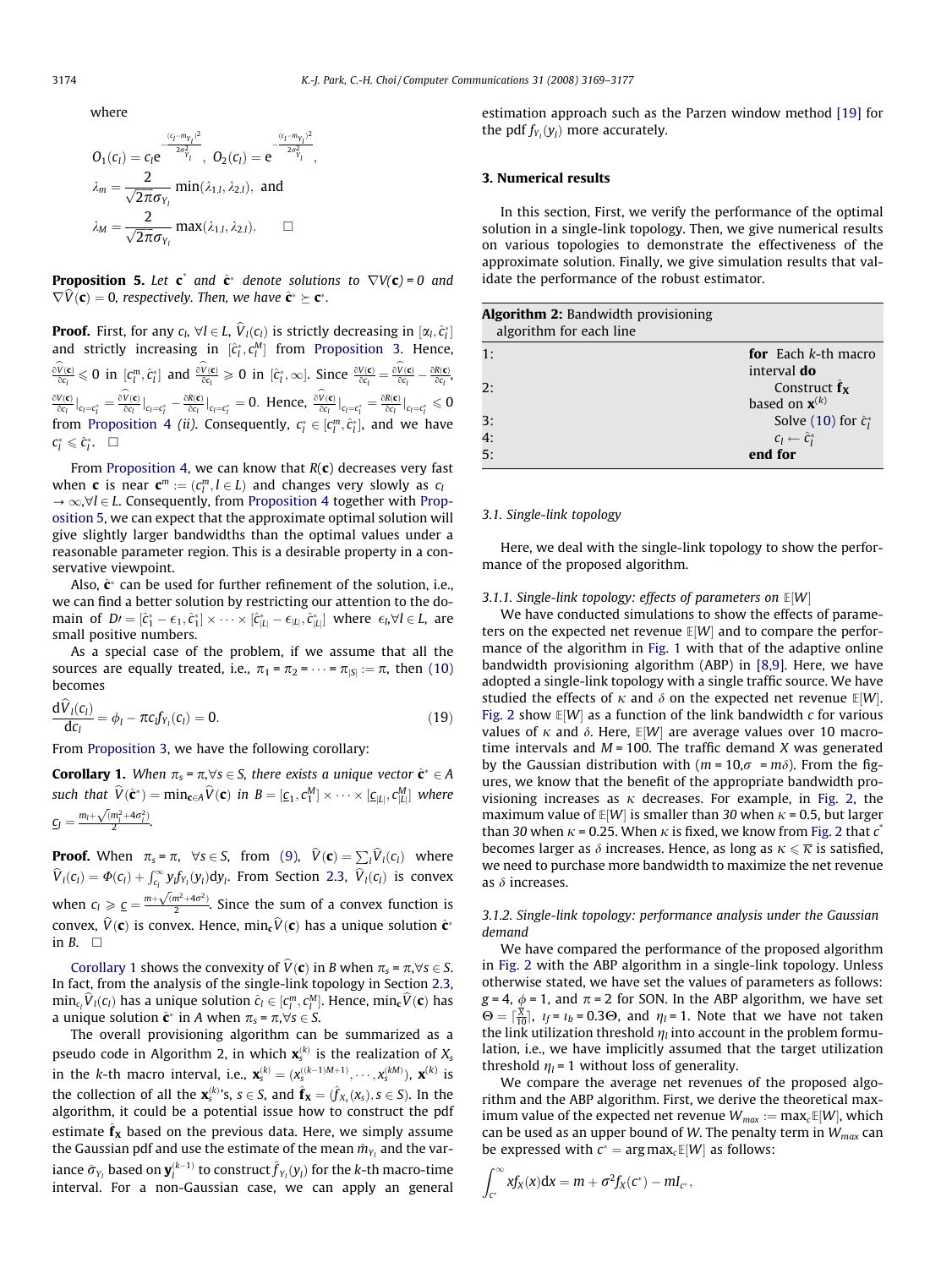where

$$O_1(c_l) = c_l e^{-\frac{(c_l - m_{Y_l})^2}{2\sigma^2_{Y_l}}}, \quad O_2(c_l) = e^{-\frac{(c_l - m_{Y_l})^2}{2\sigma^2_{Y_l}}},$$

$$\lambda_m = \frac{2}{\sqrt{2\pi}\sigma_{Y_l}} \min(\lambda_{1,l}, \lambda_{2,l}), \text{ and}$$

$$\lambda_M = \frac{2}{\sqrt{2\pi}\sigma_{Y_l}} \max(\lambda_{1,l}, \lambda_{2,l}). \qquad \square$$

**Proposition 5.** *Let* $\mathbf{c}^*$ *and* $\hat{\mathbf{c}}^*$ *denote solutions to* $\nabla V(\mathbf{c}) = 0$ *and* $\nabla \widehat{V}(\mathbf{c}) = 0$, *respectively. Then, we have* $\hat{\mathbf{c}}^* \succeq \mathbf{c}^*$.

**Proof.** First, for any $c_l, \forall l \in L$, $\widehat{V}_l(c_l)$ is strictly decreasing in $[\alpha_l, \hat{c}^*_l]$ and strictly increasing in $[\hat{c}^*_l, c^M_l]$ from Proposition 3. Hence, $\frac{\partial \widehat{V}(\mathbf{c})}{\partial c_l} \leqslant 0$ in $[c^m_l, \hat{c}^*_l]$ and $\frac{\partial \widehat{V}(\mathbf{c})}{\partial c_l} \geqslant 0$ in $[\hat{c}^*_l, \infty]$. Since $\frac{\partial V(\mathbf{c})}{\partial c_l} = \frac{\partial \widehat{V}(\mathbf{c})}{\partial c_l} - \frac{\partial R(\mathbf{c})}{\partial c_l}$, $\frac{\partial V(\mathbf{c})}{\partial c_l}\big|_{c_l = c^*_l} = \frac{\partial \widehat{V}(\mathbf{c})}{\partial c_l}\big|_{c_l = c^*_l} - \frac{\partial R(\mathbf{c})}{\partial c_l}\big|_{c_l = c^*_l} = 0$. Hence, $\frac{\partial \widehat{V}(\mathbf{c})}{\partial c_l}\big|_{c_l = c^*_l} = \frac{\partial R(\mathbf{c})}{\partial c_l}\big|_{c_l = c^*_l} \leqslant 0$ from Proposition 4 *(ii)*. Consequently, $c^*_l \in [c^m_l, \hat{c}^*_l]$, and we have $c^*_l \leqslant \hat{c}^*_l$. $\square$

From Proposition 4, we can know that $R(\mathbf{c})$ decreases very fast when $\mathbf{c}$ is near $\mathbf{c}^m := (c^m_l, l \in L)$ and changes very slowly as $c_l \to \infty, \forall l \in L$. Consequently, from Proposition 4 together with Proposition 5, we can expect that the approximate optimal solution will give slightly larger bandwidths than the optimal values under a reasonable parameter region. This is a desirable property in a conservative viewpoint.

Also, $\hat{\mathbf{c}}^*$ can be used for further refinement of the solution, i.e., we can find a better solution by restricting our attention to the domain of $D\prime = [\hat{c}^*_1 - \epsilon_1, \hat{c}^*_1] \times \cdots \times [\hat{c}^*_{|L|} - \epsilon_{|L|}, \hat{c}^*_{|L|}]$ where $\epsilon_l, \forall l \in L$, are small positive numbers.

As a special case of the problem, if we assume that all the sources are equally treated, i.e., $\pi_1 = \pi_2 = \cdots = \pi_{|S|} := \pi$, then (10) becomes

$$\frac{d\widehat{V}_l(c_l)}{dc_l} = \phi_l - \pi c_l f_{Y_l}(c_l) = 0. \tag{19}$$

From Proposition 3, we have the following corollary:

**Corollary 1.** *When* $\pi_s = \pi, \forall s \in S$, *there exists a unique vector* $\hat{\mathbf{c}}^* \in A$ *such that* $\widehat{V}(\hat{\mathbf{c}}^*) = \min_{\mathbf{c} \in A} \widehat{V}(\mathbf{c})$ *in* $B = [\underline{c}_1, c^M_1] \times \cdots \times [\underline{c}_{|L|}, c^M_{|L|}]$ *where* $\underline{c}_l = \frac{m_l + \sqrt{(m_l^2 + 4\sigma_l^2)}}{2}$.

**Proof.** When $\pi_s = \pi$, $\forall s \in S$, from (9), $\widehat{V}(\mathbf{c}) = \sum_l \widehat{V}_l(c_l)$ where $\widehat{V}_l(c_l) = \Phi(c_l) + \int_{c_l}^{\infty} y_l f_{Y_l}(y_l) dy_l$. From Section 2.3, $\widehat{V}_l(c_l)$ is convex when $c_l \geqslant \underline{c} = \frac{m + \sqrt{(m^2 + 4\sigma^2)}}{2}$. Since the sum of a convex function is convex, $\widehat{V}(\mathbf{c})$ is convex. Hence, $\min_{\mathbf{c}} \widehat{V}(\mathbf{c})$ has a unique solution $\hat{\mathbf{c}}^*$ in $B$. $\square$

Corollary 1 shows the convexity of $\widehat{V}(\mathbf{c})$ in $B$ when $\pi_s = \pi, \forall s \in S$. In fact, from the analysis of the single-link topology in Section 2.3, $\min_{c_l} \widehat{V}_l(c_l)$ has a unique solution $\hat{c}_l \in [c^m_l, c^M_l]$. Hence, $\min_{\mathbf{c}} \widehat{V}(\mathbf{c})$ has a unique solution $\hat{\mathbf{c}}^*$ in $A$ when $\pi_s = \pi, \forall s \in S$.

The overall provisioning algorithm can be summarized as a pseudo code in Algorithm 2, in which $\mathbf{x}^{(k)}_s$ is the realization of $X_s$ in the $k$-th macro interval, i.e., $\mathbf{x}^{(k)}_s = (x_s^{((k-1)M+1)}, \ldots, x_s^{(kM)})$, $\mathbf{x}^{(k)}$ is the collection of all the $\mathbf{x}^{(k)}_s$'s, $s \in S$, and $\hat{\mathbf{f}}_{\mathbf{X}} = (\hat{f}_{X_s}(x_s), s \in S)$. In the algorithm, it could be a potential issue how to construct the pdf estimate $\mathbf{f}_{\mathbf{X}}$ based on the previous data. Here, we simply assume the Gaussian pdf and use the estimate of the mean $\hat{m}_{Y_l}$ and the variance $\hat{\sigma}_{Y_l}$ based on $\mathbf{y}^{(k-1)}_l$ to construct $\hat{f}_{Y_l}(y_l)$ for the $k$-th macro-time interval. For a non-Gaussian case, we can apply an general estimation approach such as the Parzen window method [19] for the pdf $f_{Y_l}(y_l)$ more accurately.

## 3. Numerical results

In this section, First, we verify the performance of the optimal solution in a single-link topology. Then, we give numerical results on various topologies to demonstrate the effectiveness of the approximate solution. Finally, we give simulation results that validate the performance of the robust estimator.

```
Algorithm 2: Bandwidth provisioning algorithm for each line
1: for Each k-th macro interval do
2:     Construct f̂_X based on x^(k)
3:     Solve (10) for ĉ*_l
4:     c_l ← ĉ*_l
5: end for
```

### 3.1. Single-link topology

Here, we deal with the single-link topology to show the performance of the proposed algorithm.

#### 3.1.1. Single-link topology: effects of parameters on $\mathbb{E}[W]$

We have conducted simulations to show the effects of parameters on the expected net revenue $\mathbb{E}[W]$ and to compare the performance of the algorithm in Fig. 1 with that of the adaptive online bandwidth provisioning algorithm (ABP) in [8,9]. Here, we have adopted a single-link topology with a single traffic source. We have studied the effects of $\kappa$ and $\delta$ on the expected net revenue $\mathbb{E}[W]$. Fig. 2 show $\mathbb{E}[W]$ as a function of the link bandwidth $c$ for various values of $\kappa$ and $\delta$. Here, $\mathbb{E}[W]$ are average values over 10 macro-time intervals and $M = 100$. The traffic demand $X$ was generated by the Gaussian distribution with $(m = 10, \sigma = m\delta)$. From the figures, we know that the benefit of the appropriate bandwidth provisioning increases as $\kappa$ decreases. For example, in Fig. 2, the maximum value of $\mathbb{E}[W]$ is smaller than *30* when $\kappa = 0.5$, but larger than *30* when $\kappa = 0.25$. When $\kappa$ is fixed, we know from Fig. 2 that $c^*$ becomes larger as $\delta$ increases. Hence, as long as $\kappa \leqslant \overline{\kappa}$ is satisfied, we need to purchase more bandwidth to maximize the net revenue as $\delta$ increases.

#### 3.1.2. Single-link topology: performance analysis under the Gaussian demand

We have compared the performance of the proposed algorithm in Fig. 2 with the ABP algorithm in a single-link topology. Unless otherwise stated, we have set the values of parameters as follows: $g = 4$, $\phi = 1$, and $\pi = 2$ for SON. In the ABP algorithm, we have set $\Theta = \lceil \frac{X}{10} \rceil$, $\iota_f = \iota_b = 0.3\Theta$, and $\eta_l = 1$. Note that we have not taken the link utilization threshold $\eta_l$ into account in the problem formulation, i.e., we have implicitly assumed that the target utilization threshold $\eta_l = 1$ without loss of generality.

We compare the average net revenues of the proposed algorithm and the ABP algorithm. First, we derive the theoretical maximum value of the expected net revenue $W_{max} := \max_c \mathbb{E}[W]$, which can be used as an upper bound of $W$. The penalty term in $W_{max}$ can be expressed with $c^* = \arg\max_c \mathbb{E}[W]$ as follows:

$$\int_{c^*}^{\infty} x f_X(x) dx = m + \sigma^2 f_X(c^*) - m I_{c^*},$$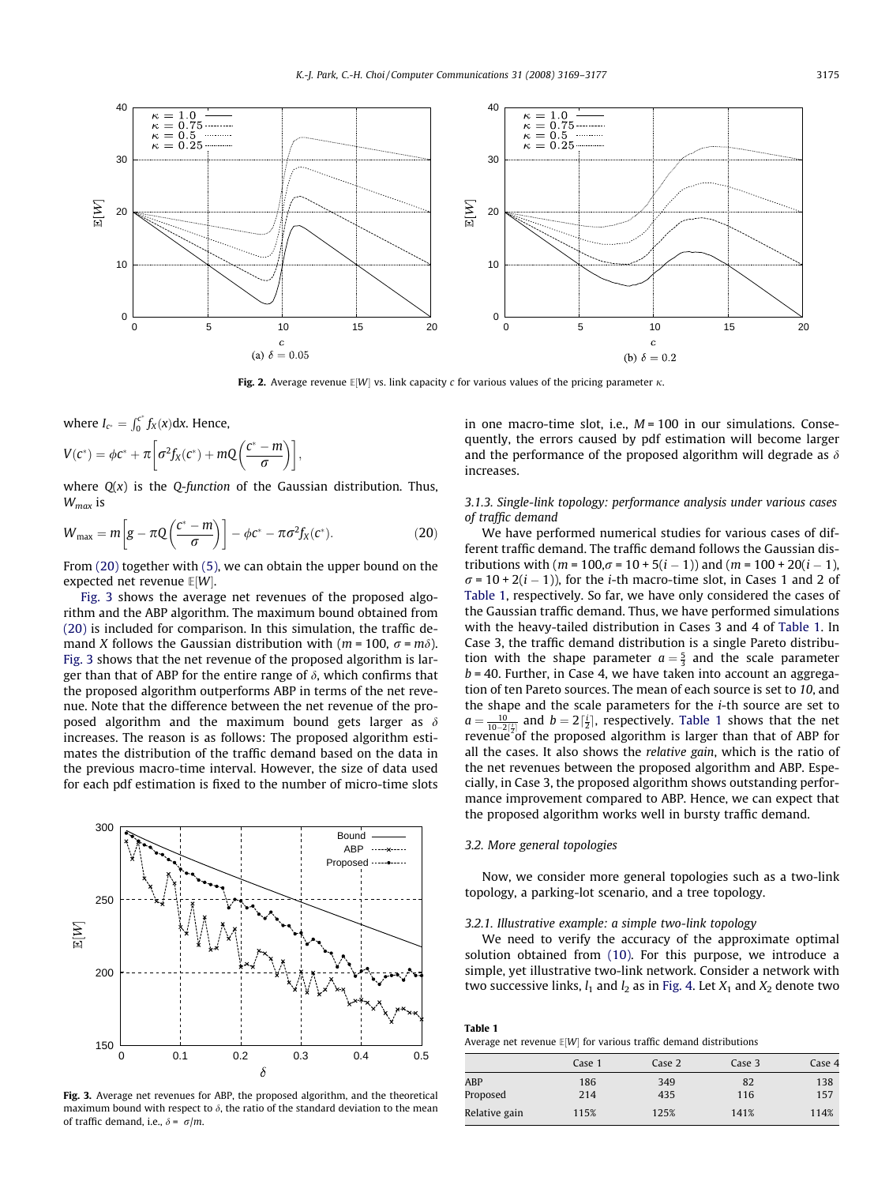Fig. 2. Average revenue $\mathbb{E}[W]$ vs. link capacity $c$ for various values of the pricing parameter $\kappa$.

where $I_{c^*} = \int_0^{c^*} f_X(x)dx$. Hence,

$$V(c^*) = \phi c^* + \pi\left[\sigma^2 f_X(c^*) + mQ\left(\frac{c^* - m}{\sigma}\right)\right],$$

where $Q(x)$ is the *Q-function* of the Gaussian distribution. Thus, $W_{max}$ is

$$W_{\max} = m\left[g - \pi Q\left(\frac{c^* - m}{\sigma}\right)\right] - \phi c^* - \pi\sigma^2 f_X(c^*). \tag{20}$$

From (20) together with (5), we can obtain the upper bound on the expected net revenue $\mathbb{E}[W]$.

Fig. 3 shows the average net revenues of the proposed algorithm and the ABP algorithm. The maximum bound obtained from (20) is included for comparison. In this simulation, the traffic demand $X$ follows the Gaussian distribution with ($m = 100$, $\sigma = m\delta$). Fig. 3 shows that the net revenue of the proposed algorithm is larger than that of ABP for the entire range of $\delta$, which confirms that the proposed algorithm outperforms ABP in terms of the net revenue. Note that the difference between the net revenue of the proposed algorithm and the maximum bound gets larger as $\delta$ increases. The reason is as follows: The proposed algorithm estimates the distribution of the traffic demand based on the data in the previous macro-time interval. However, the size of data used for each pdf estimation is fixed to the number of micro-time slots in one macro-time slot, i.e., $M = 100$ in our simulations. Consequently, the errors caused by pdf estimation will become larger and the performance of the proposed algorithm will degrade as $\delta$ increases.

Fig. 3. Average net revenues for ABP, the proposed algorithm, and the theoretical maximum bound with respect to $\delta$, the ratio of the standard deviation to the mean of traffic demand, i.e., $\delta = \sigma/m$.

### 3.1.3. Single-link topology: performance analysis under various cases of traffic demand

We have performed numerical studies for various cases of different traffic demand. The traffic demand follows the Gaussian distributions with ($m = 100$, $\sigma = 10 + 5(i-1)$) and ($m = 100 + 20(i-1)$, $\sigma = 10 + 2(i-1)$), for the $i$-th macro-time slot, in Cases 1 and 2 of Table 1, respectively. So far, we have only considered the cases of the Gaussian traffic demand. Thus, we have performed simulations with the heavy-tailed distribution in Cases 3 and 4 of Table 1. In Case 3, the traffic demand distribution is a single Pareto distribution with the shape parameter $a = \frac{5}{3}$ and the scale parameter $b = 40$. Further, in Case 4, we have taken into account an aggregation of ten Pareto sources. The mean of each source is set to 10, and the shape and the scale parameters for the $i$-th source are set to $a = \frac{10}{10 - 2\lceil\frac{i}{2}\rceil}$ and $b = 2\lceil\frac{i}{2}\rceil$, respectively. Table 1 shows that the net revenue of the proposed algorithm is larger than that of ABP for all the cases. It also shows the *relative gain*, which is the ratio of the net revenues between the proposed algorithm and ABP. Especially, in Case 3, the proposed algorithm shows outstanding performance improvement compared to ABP. Hence, we can expect that the proposed algorithm works well in bursty traffic demand.

## 3.2. More general topologies

Now, we consider more general topologies such as a two-link topology, a parking-lot scenario, and a tree topology.

### 3.2.1. Illustrative example: a simple two-link topology

We need to verify the accuracy of the approximate optimal solution obtained from (10). For this purpose, we introduce a simple, yet illustrative two-link network. Consider a network with two successive links, $l_1$ and $l_2$ as in Fig. 4. Let $X_1$ and $X_2$ denote two

**Table 1**
Average net revenue $\mathbb{E}[W]$ for various traffic demand distributions

| | Case 1 | Case 2 | Case 3 | Case 4 |
|---|---|---|---|---|
| ABP | 186 | 349 | 82 | 138 |
| Proposed | 214 | 435 | 116 | 157 |
| Relative gain | 115% | 125% | 141% | 114% |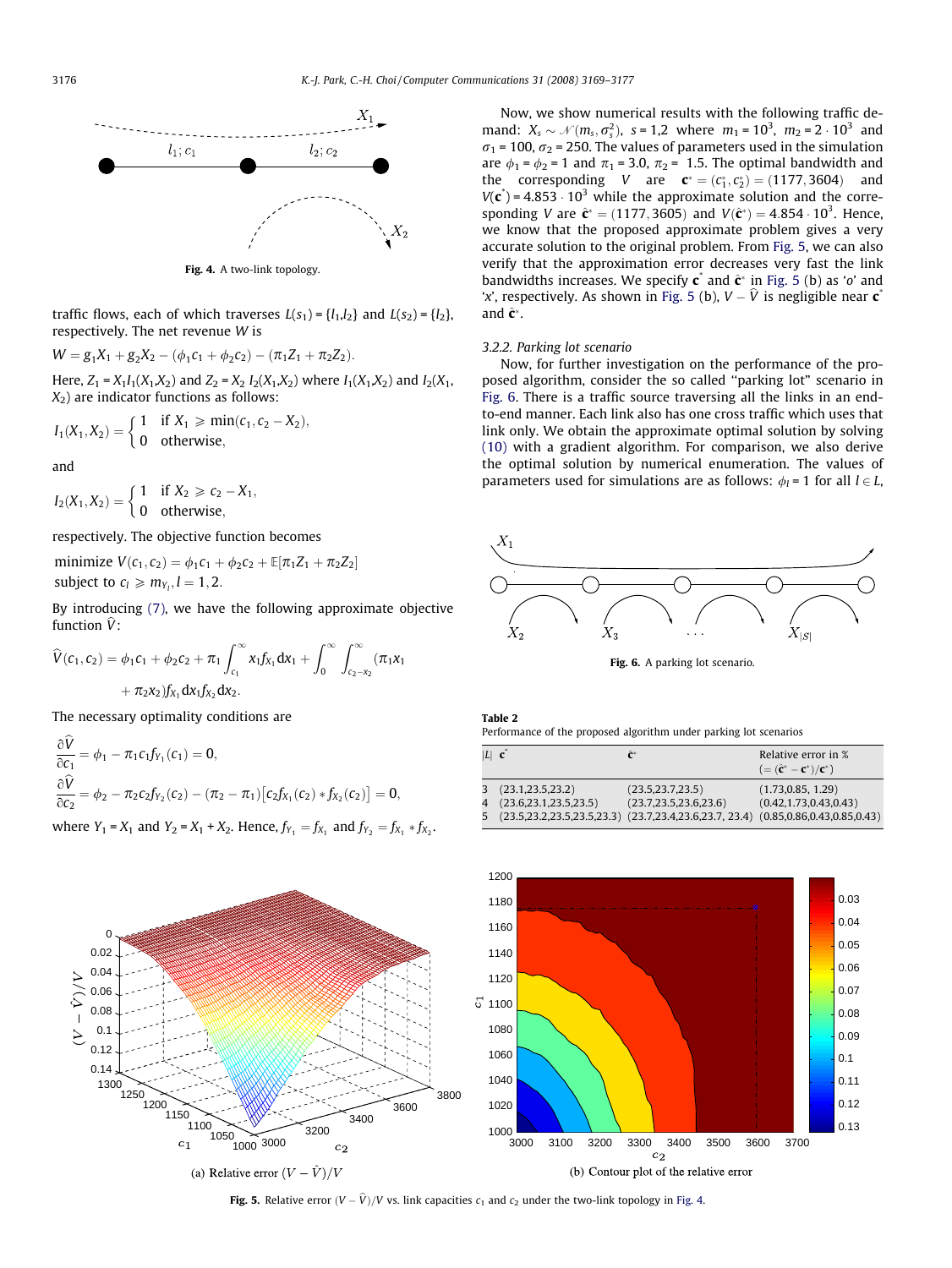Fig. 4. A two-link topology.

traffic flows, each of which traverses $L(s_1) = \{l_1, l_2\}$ and $L(s_2) = \{l_2\}$, respectively. The net revenue $W$ is

$$W = g_1X_1 + g_2X_2 - (\phi_1c_1 + \phi_2c_2) - (\pi_1Z_1 + \pi_2Z_2).$$

Here, $Z_1 = X_1I_1(X_1,X_2)$ and $Z_2 = X_2\, I_2(X_1,X_2)$ where $I_1(X_1,X_2)$ and $I_2(X_1, X_2)$ are indicator functions as follows:

$$I_1(X_1,X_2) = \begin{cases} 1 & \text{if } X_1 \geqslant \min(c_1, c_2 - X_2), \\ 0 & \text{otherwise,} \end{cases}$$

and

$$I_2(X_1,X_2) = \begin{cases} 1 & \text{if } X_2 \geqslant c_2 - X_1, \\ 0 & \text{otherwise,} \end{cases}$$

respectively. The objective function becomes

$$\begin{aligned} &\text{minimize } V(c_1,c_2) = \phi_1c_1 + \phi_2c_2 + \mathbb{E}[\pi_1Z_1 + \pi_2Z_2] \\ &\text{subject to } c_l \geqslant m_{Y_l}, l = 1,2. \end{aligned}$$

By introducing (7), we have the following approximate objective function $\widehat{V}$:

$$\begin{aligned} \widehat{V}(c_1,c_2) = \phi_1c_1 + \phi_2c_2 + \pi_1\int_{c_1}^{\infty} x_1f_{X_1}\mathrm{d}x_1 + \int_0^{\infty}\int_{c_2-x_2}^{\infty}(\pi_1x_1 \\ + \pi_2x_2)f_{X_1}\mathrm{d}x_1f_{X_2}\mathrm{d}x_2. \end{aligned}$$

The necessary optimality conditions are

$$\begin{aligned} \frac{\partial\widehat{V}}{\partial c_1} &= \phi_1 - \pi_1c_1f_{Y_1}(c_1) = 0, \\ \frac{\partial\widehat{V}}{\partial c_2} &= \phi_2 - \pi_2c_2f_{Y_2}(c_2) - (\pi_2 - \pi_1)\big[c_2f_{X_1}(c_2) * f_{X_2}(c_2)\big] = 0, \end{aligned}$$

where $Y_1 = X_1$ and $Y_2 = X_1 + X_2$. Hence, $f_{Y_1} = f_{X_1}$ and $f_{Y_2} = f_{X_1} * f_{X_2}$.

Now, we show numerical results with the following traffic demand: $X_s \sim \mathcal{N}(m_s, \sigma_s^2)$, $s = 1,2$ where $m_1 = 10^3$, $m_2 = 2 \cdot 10^3$ and $\sigma_1 = 100$, $\sigma_2 = 250$. The values of parameters used in the simulation are $\phi_1 = \phi_2 = 1$ and $\pi_1 = 3.0$, $\pi_2 = 1.5$. The optimal bandwidth and the corresponding $V$ are $\mathbf{c}^* = (c_1^*, c_2^*) = (1177, 3604)$ and $V(\mathbf{c}^*) = 4.853 \cdot 10^3$ while the approximate solution and the corresponding $V$ are $\hat{\mathbf{c}}^* = (1177, 3605)$ and $V(\hat{\mathbf{c}}^*) = 4.854 \cdot 10^3$. Hence, we know that the proposed approximate problem gives a very accurate solution to the original problem. From Fig. 5, we can also verify that the approximation error decreases very fast the link bandwidths increases. We specify $\mathbf{c}^*$ and $\hat{\mathbf{c}}^*$ in Fig. 5 (b) as 'o' and 'x', respectively. As shown in Fig. 5 (b), $V - \widehat{V}$ is negligible near $\mathbf{c}^*$ and $\hat{\mathbf{c}}^*$.

### 3.2.2. Parking lot scenario

Now, for further investigation on the performance of the proposed algorithm, consider the so called "parking lot" scenario in Fig. 6. There is a traffic source traversing all the links in an end-to-end manner. Each link also has one cross traffic which uses that link only. We obtain the approximate optimal solution by solving (10) with a gradient algorithm. For comparison, we also derive the optimal solution by numerical enumeration. The values of parameters used for simulations are as follows: $\phi_l = 1$ for all $l \in L$,

Fig. 6. A parking lot scenario.

**Table 2**
Performance of the proposed algorithm under parking lot scenarios

| $\|L\|$ | $\mathbf{c}^*$ | $\hat{\mathbf{c}}^*$ | Relative error in % ($= (\hat{\mathbf{c}}^* - \mathbf{c}^*)/\mathbf{c}^*$) |
|---|---|---|---|
| 3 | (23.1,23.5,23.2) | (23.5,23.7,23.5) | (1.73,0.85, 1.29) |
| 4 | (23.6,23.1,23.5,23.5) | (23.7,23.5,23.6,23.6) | (0.42,1.73,0.43,0.43) |
| 5 | (23.5,23.2,23.5,23.5,23.3) | (23.7,23.4,23.6,23.7, 23.4) | (0.85,0.86,0.43,0.85,0.43) |

(a) Relative error $(V - \widehat{V})/V$

(b) Contour plot of the relative error

Fig. 5. Relative error $(V - \widehat{V})/V$ vs. link capacities $c_1$ and $c_2$ under the two-link topology in Fig. 4.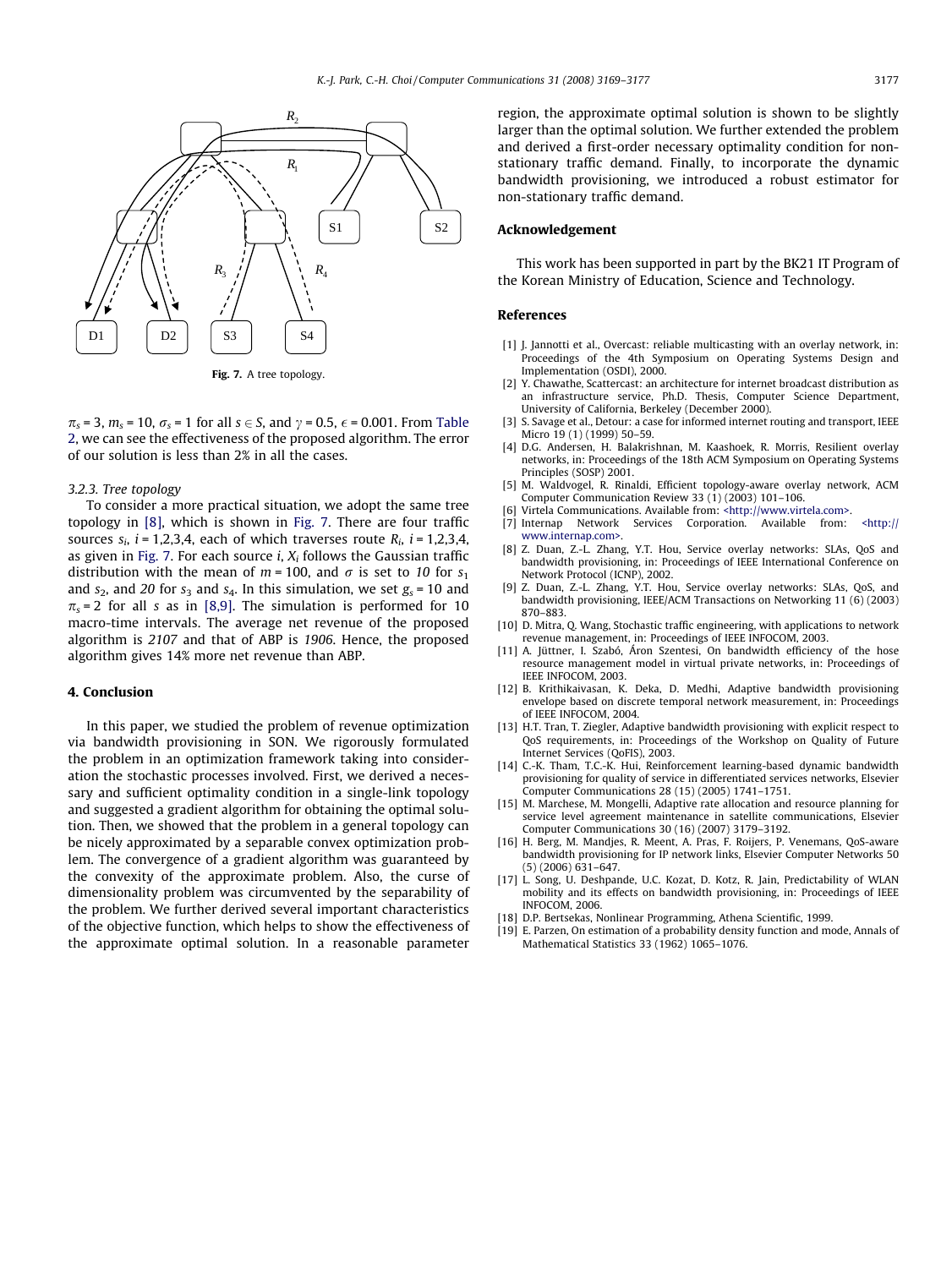R2

R1

S1

S2

R3

R4

D1

D2

S3

S4

**Fig. 7.** A tree topology.

$\pi_s = 3$, $m_s = 10$, $\sigma_s = 1$ for all $s \in S$, and $\gamma = 0.5$, $\epsilon = 0.001$. From Table 2, we can see the effectiveness of the proposed algorithm. The error of our solution is less than 2% in all the cases.

#### 3.2.3. Tree topology

To consider a more practical situation, we adopt the same tree topology in [8], which is shown in Fig. 7. There are four traffic sources $s_i$, $i = 1,2,3,4$, each of which traverses route $R_i$, $i = 1,2,3,4$, as given in Fig. 7. For each source $i$, $X_i$ follows the Gaussian traffic distribution with the mean of $m = 100$, and $\sigma$ is set to *10* for $s_1$ and $s_2$, and *20* for $s_3$ and $s_4$. In this simulation, we set $g_s = 10$ and $\pi_s = 2$ for all $s$ as in [8,9]. The simulation is performed for 10 macro-time intervals. The average net revenue of the proposed algorithm is *2107* and that of ABP is *1906*. Hence, the proposed algorithm gives 14% more net revenue than ABP.

## 4. Conclusion

In this paper, we studied the problem of revenue optimization via bandwidth provisioning in SON. We rigorously formulated the problem in an optimization framework taking into consideration the stochastic processes involved. First, we derived a necessary and sufficient optimality condition in a single-link topology and suggested a gradient algorithm for obtaining the optimal solution. Then, we showed that the problem in a general topology can be nicely approximated by a separable convex optimization problem. The convergence of a gradient algorithm was guaranteed by the convexity of the approximate problem. Also, the curse of dimensionality problem was circumvented by the separability of the problem. We further derived several important characteristics of the objective function, which helps to show the effectiveness of the approximate optimal solution. In a reasonable parameter region, the approximate optimal solution is shown to be slightly larger than the optimal solution. We further extended the problem and derived a first-order necessary optimality condition for non-stationary traffic demand. Finally, to incorporate the dynamic bandwidth provisioning, we introduced a robust estimator for non-stationary traffic demand.

## Acknowledgement

This work has been supported in part by the BK21 IT Program of the Korean Ministry of Education, Science and Technology.

## References

[1] J. Jannotti et al., Overcast: reliable multicasting with an overlay network, in: Proceedings of the 4th Symposium on Operating Systems Design and Implementation (OSDI), 2000.

[2] Y. Chawathe, Scattercast: an architecture for internet broadcast distribution as an infrastructure service, Ph.D. Thesis, Computer Science Department, University of California, Berkeley (December 2000).

[3] S. Savage et al., Detour: a case for informed internet routing and transport, IEEE Micro 19 (1) (1999) 50–59.

[4] D.G. Andersen, H. Balakrishnan, M. Kaashoek, R. Morris, Resilient overlay networks, in: Proceedings of the 18th ACM Symposium on Operating Systems Principles (SOSP) 2001.

[5] M. Waldvogel, R. Rinaldi, Efficient topology-aware overlay network, ACM Computer Communication Review 33 (1) (2003) 101–106.

[6] Virtela Communications. Available from: <http://www.virtela.com>.

[7] Internap Network Services Corporation. Available from: <http://www.internap.com>.

[8] Z. Duan, Z.-L. Zhang, Y.T. Hou, Service overlay networks: SLAs, QoS and bandwidth provisioning, in: Proceedings of IEEE International Conference on Network Protocol (ICNP), 2002.

[9] Z. Duan, Z.-L. Zhang, Y.T. Hou, Service overlay networks: SLAs, QoS, and bandwidth provisioning, IEEE/ACM Transactions on Networking 11 (6) (2003) 870–883.

[10] D. Mitra, Q. Wang, Stochastic traffic engineering, with applications to network revenue management, in: Proceedings of IEEE INFOCOM, 2003.

[11] A. Jüttner, I. Szabó, Áron Szentesi, On bandwidth efficiency of the hose resource management model in virtual private networks, in: Proceedings of IEEE INFOCOM, 2003.

[12] B. Krithikaivasan, K. Deka, D. Medhi, Adaptive bandwidth provisioning envelope based on discrete temporal network measurement, in: Proceedings of IEEE INFOCOM, 2004.

[13] H.T. Tran, T. Ziegler, Adaptive bandwidth provisioning with explicit respect to QoS requirements, in: Proceedings of the Workshop on Quality of Future Internet Services (QoFIS), 2003.

[14] C.-K. Tham, T.C.-K. Hui, Reinforcement learning-based dynamic bandwidth provisioning for quality of service in differentiated services networks, Elsevier Computer Communications 28 (15) (2005) 1741–1751.

[15] M. Marchese, M. Mongelli, Adaptive rate allocation and resource planning for service level agreement maintenance in satellite communications, Elsevier Computer Communications 30 (16) (2007) 3179–3192.

[16] H. Berg, M. Mandjes, R. Meent, A. Pras, F. Roijers, P. Venemans, QoS-aware bandwidth provisioning for IP network links, Elsevier Computer Networks 50 (5) (2006) 631–647.

[17] L. Song, U. Deshpande, U.C. Kozat, D. Kotz, R. Jain, Predictability of WLAN mobility and its effects on bandwidth provisioning, in: Proceedings of IEEE INFOCOM, 2006.

[18] D.P. Bertsekas, Nonlinear Programming, Athena Scientific, 1999.

[19] E. Parzen, On estimation of a probability density function and mode, Annals of Mathematical Statistics 33 (1962) 1065–1076.